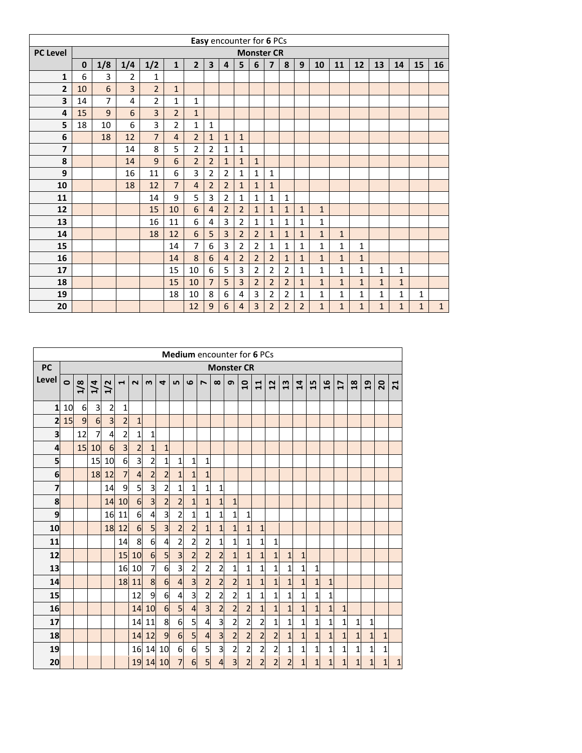| **Easy** encounter for **6** PCs | | | | | | | | | | | | | | | | | | | | |
|---|---|---|---|---|---|---|---|---|---|---|---|---|---|---|---|---|---|---|---|---|
| **PC Level** | **Monster CR** | | | | | | | | | | | | | | | | | | | |
| | **0** | **1/8** | **1/4** | **1/2** | **1** | **2** | **3** | **4** | **5** | **6** | **7** | **8** | **9** | **10** | **11** | **12** | **13** | **14** | **15** | **16** |
| **1** | 6 | 3 | 2 | 1 | | | | | | | | | | | | | | | | |
| **2** | 10 | 6 | 3 | 2 | 1 | | | | | | | | | | | | | | | |
| **3** | 14 | 7 | 4 | 2 | 1 | 1 | | | | | | | | | | | | | | |
| **4** | 15 | 9 | 6 | 3 | 2 | 1 | | | | | | | | | | | | | | |
| **5** | 18 | 10 | 6 | 3 | 2 | 1 | 1 | | | | | | | | | | | | | |
| **6** | | 18 | 12 | 7 | 4 | 2 | 1 | 1 | 1 | | | | | | | | | | | |
| **7** | | | 14 | 8 | 5 | 2 | 2 | 1 | 1 | | | | | | | | | | | |
| **8** | | | 14 | 9 | 6 | 2 | 2 | 1 | 1 | 1 | | | | | | | | | | |
| **9** | | | 16 | 11 | 6 | 3 | 2 | 2 | 1 | 1 | 1 | | | | | | | | | |
| **10** | | | 18 | 12 | 7 | 4 | 2 | 2 | 1 | 1 | 1 | | | | | | | | | |
| **11** | | | | 14 | 9 | 5 | 3 | 2 | 1 | 1 | 1 | 1 | | | | | | | | |
| **12** | | | | 15 | 10 | 6 | 4 | 2 | 2 | 1 | 1 | 1 | 1 | 1 | | | | | | |
| **13** | | | | 16 | 11 | 6 | 4 | 3 | 2 | 1 | 1 | 1 | 1 | 1 | | | | | | |
| **14** | | | | 18 | 12 | 6 | 5 | 3 | 2 | 2 | 1 | 1 | 1 | 1 | 1 | | | | | |
| **15** | | | | | 14 | 7 | 6 | 3 | 2 | 2 | 1 | 1 | 1 | 1 | 1 | 1 | | | | |
| **16** | | | | | 14 | 8 | 6 | 4 | 2 | 2 | 2 | 1 | 1 | 1 | 1 | 1 | | | | |
| **17** | | | | | 15 | 10 | 6 | 5 | 3 | 2 | 2 | 2 | 1 | 1 | 1 | 1 | 1 | 1 | | |
| **18** | | | | | 15 | 10 | 7 | 5 | 3 | 2 | 2 | 2 | 1 | 1 | 1 | 1 | 1 | 1 | | |
| **19** | | | | | 18 | 10 | 8 | 6 | 4 | 3 | 2 | 2 | 1 | 1 | 1 | 1 | 1 | 1 | 1 | |
| **20** | | | | | | 12 | 9 | 6 | 4 | 3 | 2 | 2 | 2 | 1 | 1 | 1 | 1 | 1 | 1 | 1 |

| **Medium** encounter for **6** PCs | | | | | | | | | | | | | | | | | | | | | | | | | |
|---|---|---|---|---|---|---|---|---|---|---|---|---|---|---|---|---|---|---|---|---|---|---|---|---|---|
| **PC Level** | **Monster CR** | | | | | | | | | | | | | | | | | | | | | | | | |
| | **0** | **1/8** | **1/4** | **1/2** | **1** | **2** | **3** | **4** | **5** | **6** | **7** | **8** | **9** | **10** | **11** | **12** | **13** | **14** | **15** | **16** | **17** | **18** | **19** | **20** | **21** |
| **1** | 10 | 6 | 3 | 2 | 1 | | | | | | | | | | | | | | | | | | | | |
| **2** | 15 | 9 | 6 | 3 | 2 | 1 | | | | | | | | | | | | | | | | | | | |
| **3** | | 12 | 7 | 4 | 2 | 1 | 1 | | | | | | | | | | | | | | | | | | |
| **4** | | 15 | 10 | 6 | 3 | 2 | 1 | 1 | | | | | | | | | | | | | | | | | |
| **5** | | | 15 | 10 | 6 | 3 | 2 | 1 | 1 | 1 | 1 | | | | | | | | | | | | | | |
| **6** | | | 18 | 12 | 7 | 4 | 2 | 2 | 1 | 1 | 1 | | | | | | | | | | | | | | |
| **7** | | | | 14 | 9 | 5 | 3 | 2 | 1 | 1 | 1 | 1 | | | | | | | | | | | | | |
| **8** | | | | 14 | 10 | 6 | 3 | 2 | 2 | 1 | 1 | 1 | 1 | | | | | | | | | | | | |
| **9** | | | | 16 | 11 | 6 | 4 | 3 | 2 | 1 | 1 | 1 | 1 | 1 | | | | | | | | | | | |
| **10** | | | | 18 | 12 | 6 | 5 | 3 | 2 | 2 | 1 | 1 | 1 | 1 | 1 | | | | | | | | | | |
| **11** | | | | | 14 | 8 | 6 | 4 | 2 | 2 | 2 | 1 | 1 | 1 | 1 | 1 | | | | | | | | | |
| **12** | | | | | 15 | 10 | 6 | 5 | 3 | 2 | 2 | 2 | 1 | 1 | 1 | 1 | 1 | 1 | | | | | | | |
| **13** | | | | | 16 | 10 | 7 | 6 | 3 | 2 | 2 | 2 | 1 | 1 | 1 | 1 | 1 | 1 | 1 | | | | | | |
| **14** | | | | | 18 | 11 | 8 | 6 | 4 | 3 | 2 | 2 | 2 | 1 | 1 | 1 | 1 | 1 | 1 | 1 | | | | | |
| **15** | | | | | | 12 | 9 | 6 | 4 | 3 | 2 | 2 | 2 | 1 | 1 | 1 | 1 | 1 | 1 | 1 | | | | | |
| **16** | | | | | | 14 | 10 | 6 | 5 | 4 | 3 | 2 | 2 | 2 | 1 | 1 | 1 | 1 | 1 | 1 | 1 | | | | |
| **17** | | | | | | 14 | 11 | 8 | 6 | 5 | 4 | 3 | 2 | 2 | 2 | 1 | 1 | 1 | 1 | 1 | 1 | 1 | 1 | | |
| **18** | | | | | | 14 | 12 | 9 | 6 | 5 | 4 | 3 | 2 | 2 | 2 | 2 | 1 | 1 | 1 | 1 | 1 | 1 | 1 | 1 | |
| **19** | | | | | | 16 | 14 | 10 | 6 | 6 | 5 | 3 | 2 | 2 | 2 | 2 | 1 | 1 | 1 | 1 | 1 | 1 | 1 | 1 | |
| **20** | | | | | | 19 | 14 | 10 | 7 | 6 | 5 | 4 | 3 | 2 | 2 | 2 | 2 | 1 | 1 | 1 | 1 | 1 | 1 | 1 | 1 |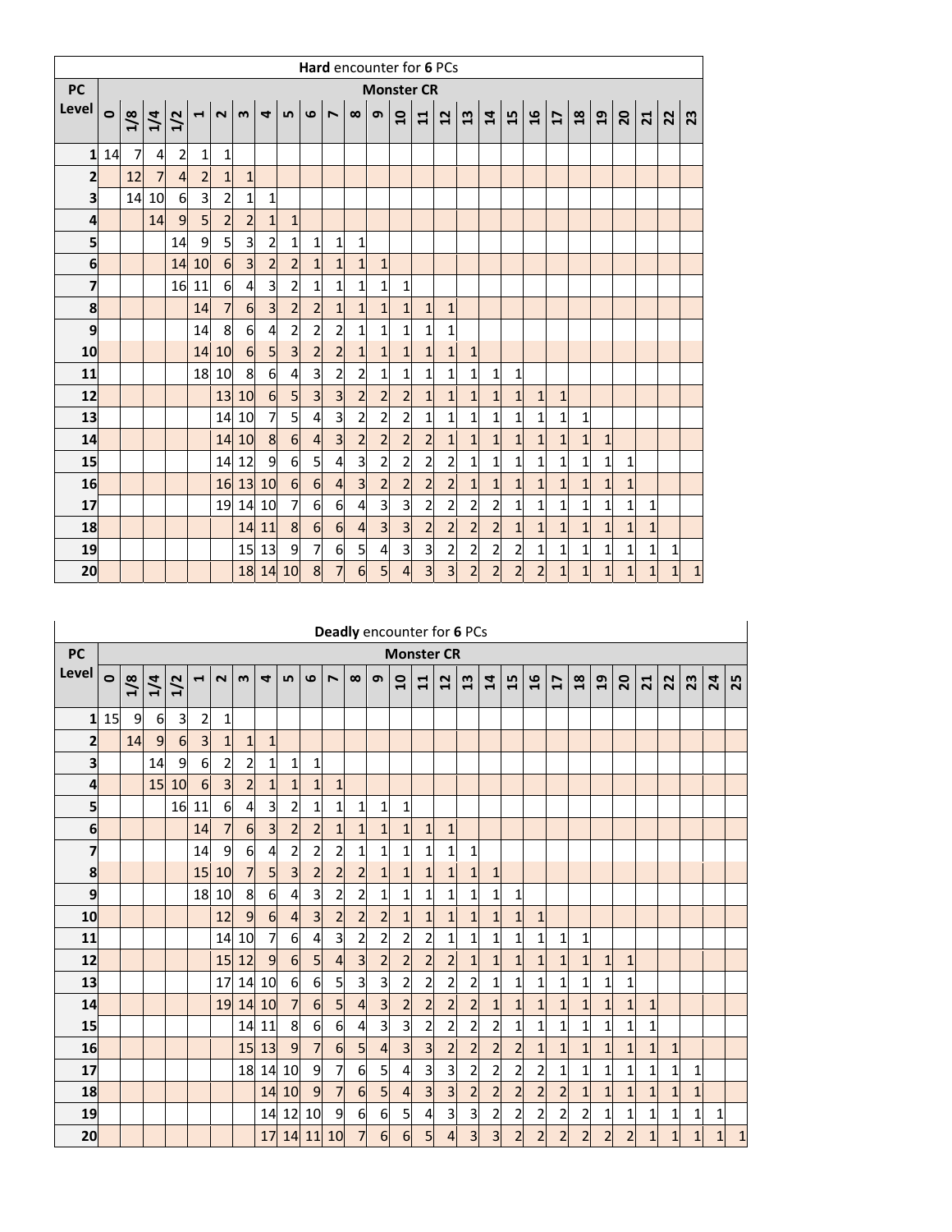**Hard** encounter for **6** PCs

| PC Level | Monster CR | | | | | | | | | | | | | | | | | | | | | | | | | | |
|---|---|---|---|---|---|---|---|---|---|---|---|---|---|---|---|---|---|---|---|---|---|---|---|---|---|---|---|
| | 0 | 1/8 | 1/4 | 1/2 | 1 | 2 | 3 | 4 | 5 | 6 | 7 | 8 | 9 | 10 | 11 | 12 | 13 | 14 | 15 | 16 | 17 | 18 | 19 | 20 | 21 | 22 | 23 |
| 1 | 14 | 7 | 4 | 2 | 1 | 1 | | | | | | | | | | | | | | | | | | | | | |
| 2 | | 12 | 7 | 4 | 2 | 1 | 1 | | | | | | | | | | | | | | | | | | | | |
| 3 | | 14 | 10 | 6 | 3 | 2 | 1 | 1 | | | | | | | | | | | | | | | | | | | |
| 4 | | | 14 | 9 | 5 | 2 | 2 | 1 | 1 | | | | | | | | | | | | | | | | | | |
| 5 | | | | 14 | 9 | 5 | 3 | 2 | 1 | 1 | 1 | 1 | | | | | | | | | | | | | | | |
| 6 | | | | 14 | 10 | 6 | 3 | 2 | 2 | 1 | 1 | 1 | 1 | | | | | | | | | | | | | | |
| 7 | | | | 16 | 11 | 6 | 4 | 3 | 2 | 1 | 1 | 1 | 1 | 1 | | | | | | | | | | | | | |
| 8 | | | | | 14 | 7 | 6 | 3 | 2 | 2 | 1 | 1 | 1 | 1 | 1 | 1 | | | | | | | | | | | |
| 9 | | | | | 14 | 8 | 6 | 4 | 2 | 2 | 2 | 1 | 1 | 1 | 1 | 1 | | | | | | | | | | | |
| 10 | | | | | 14 | 10 | 6 | 5 | 3 | 2 | 2 | 1 | 1 | 1 | 1 | 1 | 1 | | | | | | | | | | |
| 11 | | | | | 18 | 10 | 8 | 6 | 4 | 3 | 2 | 2 | 1 | 1 | 1 | 1 | 1 | 1 | 1 | | | | | | | | |
| 12 | | | | | | 13 | 10 | 6 | 5 | 3 | 3 | 2 | 2 | 2 | 1 | 1 | 1 | 1 | 1 | 1 | 1 | | | | | | |
| 13 | | | | | | 14 | 10 | 7 | 5 | 4 | 3 | 2 | 2 | 2 | 1 | 1 | 1 | 1 | 1 | 1 | 1 | 1 | | | | | |
| 14 | | | | | | 14 | 10 | 8 | 6 | 4 | 3 | 2 | 2 | 2 | 2 | 2 | 1 | 1 | 1 | 1 | 1 | 1 | 1 | | | | |
| 15 | | | | | | 14 | 12 | 9 | 6 | 5 | 4 | 3 | 2 | 2 | 2 | 2 | 1 | 1 | 1 | 1 | 1 | 1 | 1 | 1 | | | |
| 16 | | | | | | 16 | 13 | 10 | 6 | 6 | 4 | 3 | 2 | 2 | 2 | 2 | 1 | 1 | 1 | 1 | 1 | 1 | 1 | 1 | | | |
| 17 | | | | | | 19 | 14 | 10 | 7 | 6 | 6 | 4 | 3 | 3 | 2 | 2 | 2 | 2 | 1 | 1 | 1 | 1 | 1 | 1 | 1 | | |
| 18 | | | | | | | 14 | 11 | 8 | 6 | 6 | 4 | 3 | 3 | 2 | 2 | 2 | 2 | 1 | 1 | 1 | 1 | 1 | 1 | 1 | | |
| 19 | | | | | | | 15 | 13 | 9 | 7 | 6 | 5 | 4 | 3 | 3 | 2 | 2 | 2 | 2 | 1 | 1 | 1 | 1 | 1 | 1 | 1 | |
| 20 | | | | | | | 18 | 14 | 10 | 8 | 7 | 6 | 5 | 4 | 3 | 3 | 2 | 2 | 2 | 2 | 1 | 1 | 1 | 1 | 1 | 1 | 1 |

**Deadly** encounter for **6** PCs

| PC Level | Monster CR | | | | | | | | | | | | | | | | | | | | | | | | | | | | |
|---|---|---|---|---|---|---|---|---|---|---|---|---|---|---|---|---|---|---|---|---|---|---|---|---|---|---|---|---|---|
| | 0 | 1/8 | 1/4 | 1/2 | 1 | 2 | 3 | 4 | 5 | 6 | 7 | 8 | 9 | 10 | 11 | 12 | 13 | 14 | 15 | 16 | 17 | 18 | 19 | 20 | 21 | 22 | 23 | 24 | 25 |
| 1 | 15 | 9 | 6 | 3 | 2 | 1 | | | | | | | | | | | | | | | | | | | | | | | |
| 2 | | 14 | 9 | 6 | 3 | 1 | 1 | 1 | | | | | | | | | | | | | | | | | | | | | |
| 3 | | | 14 | 9 | 6 | 2 | 2 | 1 | 1 | 1 | | | | | | | | | | | | | | | | | | | |
| 4 | | | 15 | 10 | 6 | 3 | 2 | 1 | 1 | 1 | 1 | | | | | | | | | | | | | | | | | | |
| 5 | | | | 16 | 11 | 6 | 4 | 3 | 2 | 1 | 1 | 1 | 1 | 1 | | | | | | | | | | | | | | | |
| 6 | | | | | 14 | 7 | 6 | 3 | 2 | 2 | 1 | 1 | 1 | 1 | 1 | 1 | | | | | | | | | | | | | |
| 7 | | | | | 14 | 9 | 6 | 4 | 2 | 2 | 2 | 1 | 1 | 1 | 1 | 1 | 1 | | | | | | | | | | | | |
| 8 | | | | | 15 | 10 | 7 | 5 | 3 | 2 | 2 | 2 | 1 | 1 | 1 | 1 | 1 | 1 | | | | | | | | | | | |
| 9 | | | | | 18 | 10 | 8 | 6 | 4 | 3 | 2 | 2 | 1 | 1 | 1 | 1 | 1 | 1 | 1 | | | | | | | | | | |
| 10 | | | | | | 12 | 9 | 6 | 4 | 3 | 2 | 2 | 2 | 1 | 1 | 1 | 1 | 1 | 1 | 1 | | | | | | | | | |
| 11 | | | | | | 14 | 10 | 7 | 6 | 4 | 3 | 2 | 2 | 2 | 2 | 1 | 1 | 1 | 1 | 1 | 1 | 1 | | | | | | | |
| 12 | | | | | | 15 | 12 | 9 | 6 | 5 | 4 | 3 | 2 | 2 | 2 | 2 | 1 | 1 | 1 | 1 | 1 | 1 | 1 | 1 | | | | | |
| 13 | | | | | | 17 | 14 | 10 | 6 | 6 | 5 | 3 | 3 | 2 | 2 | 2 | 2 | 1 | 1 | 1 | 1 | 1 | 1 | 1 | | | | | |
| 14 | | | | | | 19 | 14 | 10 | 7 | 6 | 5 | 4 | 3 | 2 | 2 | 2 | 2 | 1 | 1 | 1 | 1 | 1 | 1 | 1 | 1 | | | | |
| 15 | | | | | | | 14 | 11 | 8 | 6 | 6 | 4 | 3 | 3 | 2 | 2 | 2 | 2 | 1 | 1 | 1 | 1 | 1 | 1 | 1 | | | | |
| 16 | | | | | | | 15 | 13 | 9 | 7 | 6 | 5 | 4 | 3 | 3 | 2 | 2 | 2 | 2 | 1 | 1 | 1 | 1 | 1 | 1 | 1 | | | |
| 17 | | | | | | | 18 | 14 | 10 | 9 | 7 | 6 | 5 | 4 | 3 | 3 | 2 | 2 | 2 | 2 | 1 | 1 | 1 | 1 | 1 | 1 | 1 | | |
| 18 | | | | | | | | 14 | 10 | 9 | 7 | 6 | 5 | 4 | 3 | 3 | 2 | 2 | 2 | 2 | 2 | 1 | 1 | 1 | 1 | 1 | 1 | | |
| 19 | | | | | | | | 14 | 12 | 10 | 9 | 6 | 6 | 5 | 4 | 3 | 3 | 2 | 2 | 2 | 2 | 2 | 1 | 1 | 1 | 1 | 1 | 1 | |
| 20 | | | | | | | | 17 | 14 | 11 | 10 | 7 | 6 | 6 | 5 | 4 | 3 | 3 | 2 | 2 | 2 | 2 | 2 | 2 | 1 | 1 | 1 | 1 | 1 |